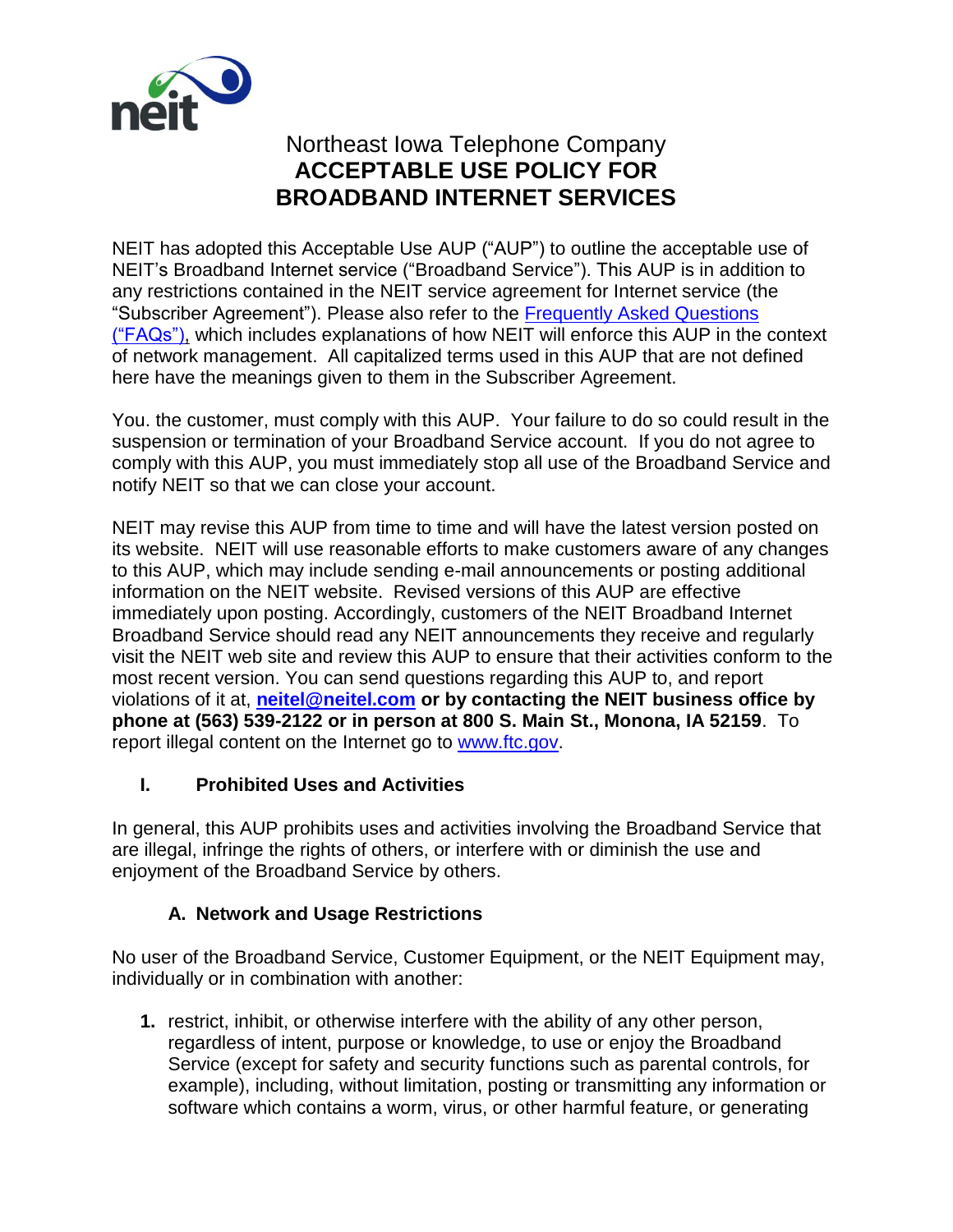# Northeast Iowa Telephone Company
# **ACCEPTABLE USE POLICY FOR BROADBAND INTERNET SERVICES**

NEIT has adopted this Acceptable Use AUP ("AUP") to outline the acceptable use of NEIT's Broadband Internet service ("Broadband Service"). This AUP is in addition to any restrictions contained in the NEIT service agreement for Internet service (the "Subscriber Agreement"). Please also refer to the [Frequently Asked Questions ("FAQs"),]() which includes explanations of how NEIT will enforce this AUP in the context of network management. All capitalized terms used in this AUP that are not defined here have the meanings given to them in the Subscriber Agreement.

You. the customer, must comply with this AUP. Your failure to do so could result in the suspension or termination of your Broadband Service account. If you do not agree to comply with this AUP, you must immediately stop all use of the Broadband Service and notify NEIT so that we can close your account.

NEIT may revise this AUP from time to time and will have the latest version posted on its website. NEIT will use reasonable efforts to make customers aware of any changes to this AUP, which may include sending e-mail announcements or posting additional information on the NEIT website. Revised versions of this AUP are effective immediately upon posting. Accordingly, customers of the NEIT Broadband Internet Broadband Service should read any NEIT announcements they receive and regularly visit the NEIT web site and review this AUP to ensure that their activities conform to the most recent version. You can send questions regarding this AUP to, and report violations of it at, **[neitel@neitel.com](mailto:neitel@neitel.com) or by contacting the NEIT business office by phone at (563) 539-2122 or in person at 800 S. Main St., Monona, IA 52159**. To report illegal content on the Internet go to [www.ftc.gov](http://www.ftc.gov).

## I. Prohibited Uses and Activities

In general, this AUP prohibits uses and activities involving the Broadband Service that are illegal, infringe the rights of others, or interfere with or diminish the use and enjoyment of the Broadband Service by others.

### A. Network and Usage Restrictions

No user of the Broadband Service, Customer Equipment, or the NEIT Equipment may, individually or in combination with another:

1. restrict, inhibit, or otherwise interfere with the ability of any other person, regardless of intent, purpose or knowledge, to use or enjoy the Broadband Service (except for safety and security functions such as parental controls, for example), including, without limitation, posting or transmitting any information or software which contains a worm, virus, or other harmful feature, or generating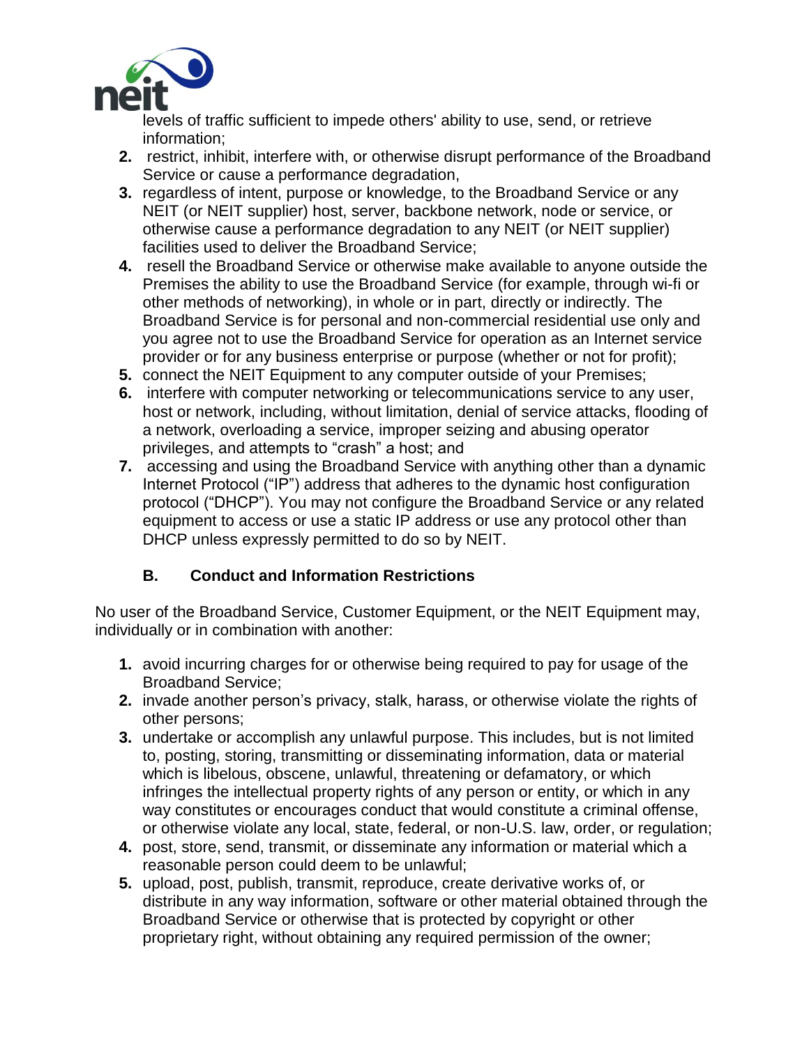levels of traffic sufficient to impede others' ability to use, send, or retrieve information;

2. restrict, inhibit, interfere with, or otherwise disrupt performance of the Broadband Service or cause a performance degradation,
3. regardless of intent, purpose or knowledge, to the Broadband Service or any NEIT (or NEIT supplier) host, server, backbone network, node or service, or otherwise cause a performance degradation to any NEIT (or NEIT supplier) facilities used to deliver the Broadband Service;
4. resell the Broadband Service or otherwise make available to anyone outside the Premises the ability to use the Broadband Service (for example, through wi-fi or other methods of networking), in whole or in part, directly or indirectly. The Broadband Service is for personal and non-commercial residential use only and you agree not to use the Broadband Service for operation as an Internet service provider or for any business enterprise or purpose (whether or not for profit);
5. connect the NEIT Equipment to any computer outside of your Premises;
6. interfere with computer networking or telecommunications service to any user, host or network, including, without limitation, denial of service attacks, flooding of a network, overloading a service, improper seizing and abusing operator privileges, and attempts to “crash” a host; and
7. accessing and using the Broadband Service with anything other than a dynamic Internet Protocol (“IP”) address that adheres to the dynamic host configuration protocol (“DHCP”). You may not configure the Broadband Service or any related equipment to access or use a static IP address or use any protocol other than DHCP unless expressly permitted to do so by NEIT.

### B. Conduct and Information Restrictions

No user of the Broadband Service, Customer Equipment, or the NEIT Equipment may, individually or in combination with another:

1. avoid incurring charges for or otherwise being required to pay for usage of the Broadband Service;
2. invade another person’s privacy, stalk, harass, or otherwise violate the rights of other persons;
3. undertake or accomplish any unlawful purpose. This includes, but is not limited to, posting, storing, transmitting or disseminating information, data or material which is libelous, obscene, unlawful, threatening or defamatory, or which infringes the intellectual property rights of any person or entity, or which in any way constitutes or encourages conduct that would constitute a criminal offense, or otherwise violate any local, state, federal, or non-U.S. law, order, or regulation;
4. post, store, send, transmit, or disseminate any information or material which a reasonable person could deem to be unlawful;
5. upload, post, publish, transmit, reproduce, create derivative works of, or distribute in any way information, software or other material obtained through the Broadband Service or otherwise that is protected by copyright or other proprietary right, without obtaining any required permission of the owner;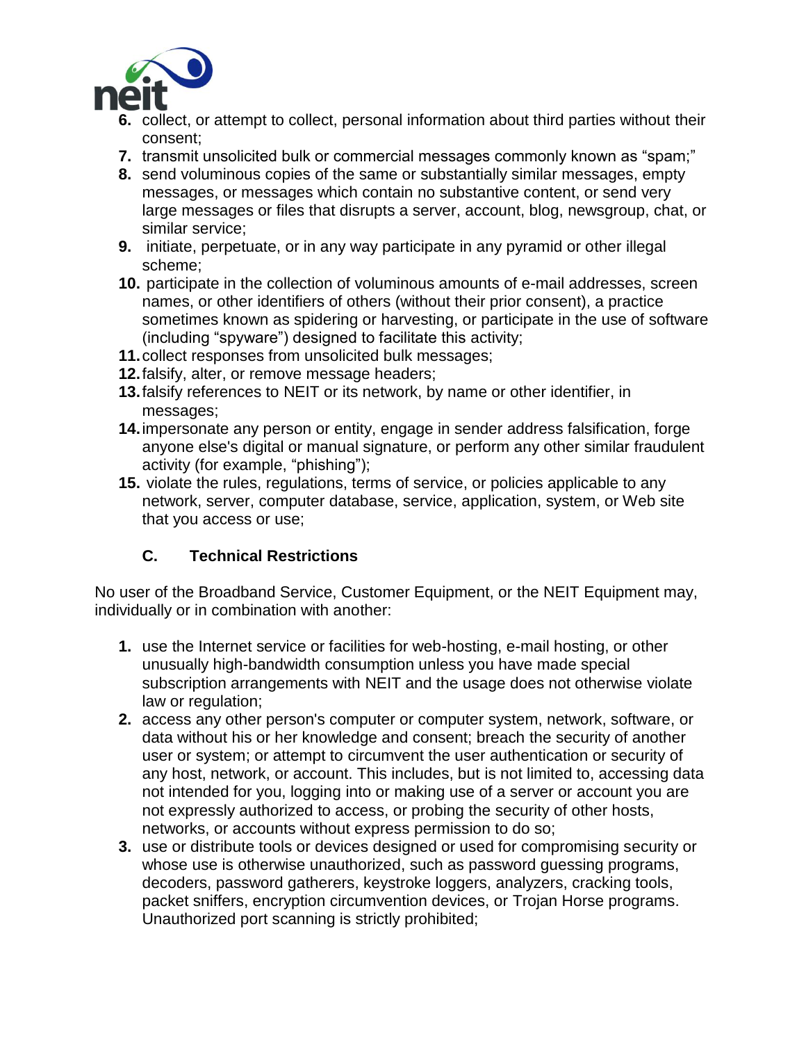6. collect, or attempt to collect, personal information about third parties without their consent;
7. transmit unsolicited bulk or commercial messages commonly known as "spam;"
8. send voluminous copies of the same or substantially similar messages, empty messages, or messages which contain no substantive content, or send very large messages or files that disrupts a server, account, blog, newsgroup, chat, or similar service;
9. initiate, perpetuate, or in any way participate in any pyramid or other illegal scheme;
10. participate in the collection of voluminous amounts of e-mail addresses, screen names, or other identifiers of others (without their prior consent), a practice sometimes known as spidering or harvesting, or participate in the use of software (including "spyware") designed to facilitate this activity;
11. collect responses from unsolicited bulk messages;
12. falsify, alter, or remove message headers;
13. falsify references to NEIT or its network, by name or other identifier, in messages;
14. impersonate any person or entity, engage in sender address falsification, forge anyone else's digital or manual signature, or perform any other similar fraudulent activity (for example, "phishing");
15. violate the rules, regulations, terms of service, or policies applicable to any network, server, computer database, service, application, system, or Web site that you access or use;

### C. Technical Restrictions

No user of the Broadband Service, Customer Equipment, or the NEIT Equipment may, individually or in combination with another:

1. use the Internet service or facilities for web-hosting, e-mail hosting, or other unusually high-bandwidth consumption unless you have made special subscription arrangements with NEIT and the usage does not otherwise violate law or regulation;
2. access any other person's computer or computer system, network, software, or data without his or her knowledge and consent; breach the security of another user or system; or attempt to circumvent the user authentication or security of any host, network, or account. This includes, but is not limited to, accessing data not intended for you, logging into or making use of a server or account you are not expressly authorized to access, or probing the security of other hosts, networks, or accounts without express permission to do so;
3. use or distribute tools or devices designed or used for compromising security or whose use is otherwise unauthorized, such as password guessing programs, decoders, password gatherers, keystroke loggers, analyzers, cracking tools, packet sniffers, encryption circumvention devices, or Trojan Horse programs. Unauthorized port scanning is strictly prohibited;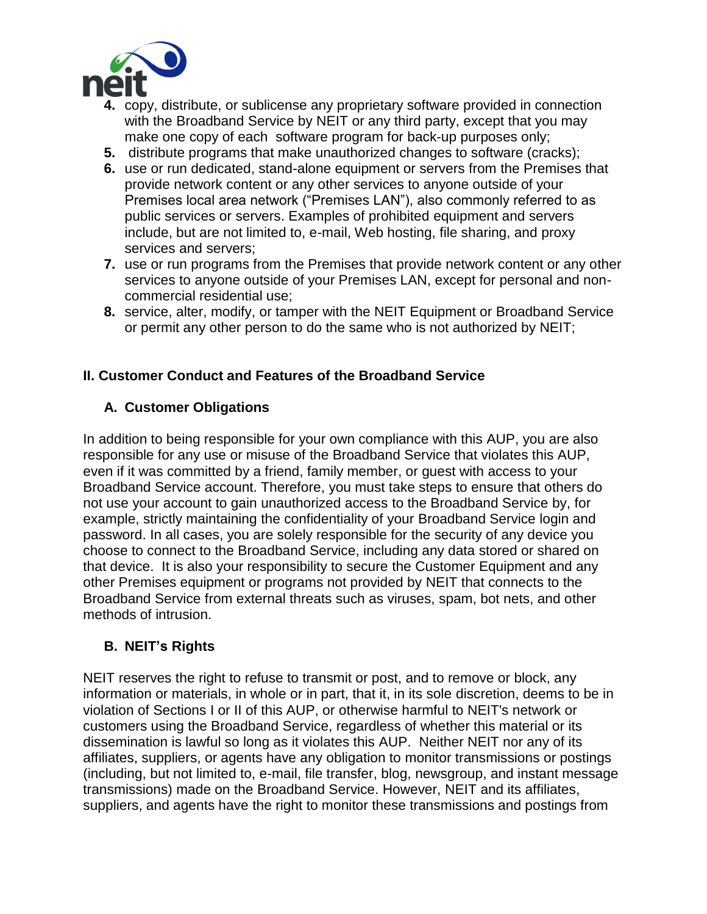4. copy, distribute, or sublicense any proprietary software provided in connection with the Broadband Service by NEIT or any third party, except that you may make one copy of each software program for back-up purposes only;
5. distribute programs that make unauthorized changes to software (cracks);
6. use or run dedicated, stand-alone equipment or servers from the Premises that provide network content or any other services to anyone outside of your Premises local area network ("Premises LAN"), also commonly referred to as public services or servers. Examples of prohibited equipment and servers include, but are not limited to, e-mail, Web hosting, file sharing, and proxy services and servers;
7. use or run programs from the Premises that provide network content or any other services to anyone outside of your Premises LAN, except for personal and non-commercial residential use;
8. service, alter, modify, or tamper with the NEIT Equipment or Broadband Service or permit any other person to do the same who is not authorized by NEIT;

## II. Customer Conduct and Features of the Broadband Service

### A. Customer Obligations

In addition to being responsible for your own compliance with this AUP, you are also responsible for any use or misuse of the Broadband Service that violates this AUP, even if it was committed by a friend, family member, or guest with access to your Broadband Service account. Therefore, you must take steps to ensure that others do not use your account to gain unauthorized access to the Broadband Service by, for example, strictly maintaining the confidentiality of your Broadband Service login and password. In all cases, you are solely responsible for the security of any device you choose to connect to the Broadband Service, including any data stored or shared on that device. It is also your responsibility to secure the Customer Equipment and any other Premises equipment or programs not provided by NEIT that connects to the Broadband Service from external threats such as viruses, spam, bot nets, and other methods of intrusion.

### B. NEIT's Rights

NEIT reserves the right to refuse to transmit or post, and to remove or block, any information or materials, in whole or in part, that it, in its sole discretion, deems to be in violation of Sections I or II of this AUP, or otherwise harmful to NEIT's network or customers using the Broadband Service, regardless of whether this material or its dissemination is lawful so long as it violates this AUP. Neither NEIT nor any of its affiliates, suppliers, or agents have any obligation to monitor transmissions or postings (including, but not limited to, e-mail, file transfer, blog, newsgroup, and instant message transmissions) made on the Broadband Service. However, NEIT and its affiliates, suppliers, and agents have the right to monitor these transmissions and postings from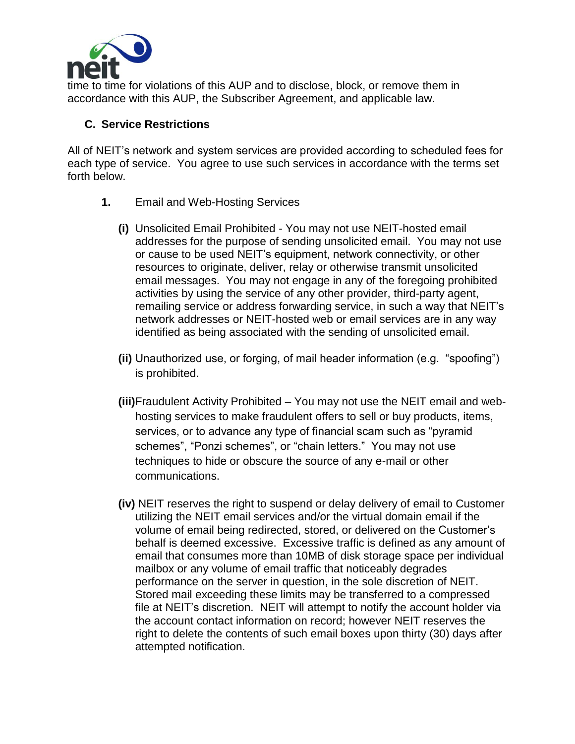time to time for violations of this AUP and to disclose, block, or remove them in accordance with this AUP, the Subscriber Agreement, and applicable law.

### C. Service Restrictions

All of NEIT's network and system services are provided according to scheduled fees for each type of service. You agree to use such services in accordance with the terms set forth below.

**1.** Email and Web-Hosting Services

**(i)** Unsolicited Email Prohibited - You may not use NEIT-hosted email addresses for the purpose of sending unsolicited email. You may not use or cause to be used NEIT's equipment, network connectivity, or other resources to originate, deliver, relay or otherwise transmit unsolicited email messages. You may not engage in any of the foregoing prohibited activities by using the service of any other provider, third-party agent, remailing service or address forwarding service, in such a way that NEIT's network addresses or NEIT-hosted web or email services are in any way identified as being associated with the sending of unsolicited email.

**(ii)** Unauthorized use, or forging, of mail header information (e.g. "spoofing") is prohibited.

**(iii)** Fraudulent Activity Prohibited – You may not use the NEIT email and web-hosting services to make fraudulent offers to sell or buy products, items, services, or to advance any type of financial scam such as "pyramid schemes", "Ponzi schemes", or "chain letters." You may not use techniques to hide or obscure the source of any e-mail or other communications.

**(iv)** NEIT reserves the right to suspend or delay delivery of email to Customer utilizing the NEIT email services and/or the virtual domain email if the volume of email being redirected, stored, or delivered on the Customer's behalf is deemed excessive. Excessive traffic is defined as any amount of email that consumes more than 10MB of disk storage space per individual mailbox or any volume of email traffic that noticeably degrades performance on the server in question, in the sole discretion of NEIT. Stored mail exceeding these limits may be transferred to a compressed file at NEIT's discretion. NEIT will attempt to notify the account holder via the account contact information on record; however NEIT reserves the right to delete the contents of such email boxes upon thirty (30) days after attempted notification.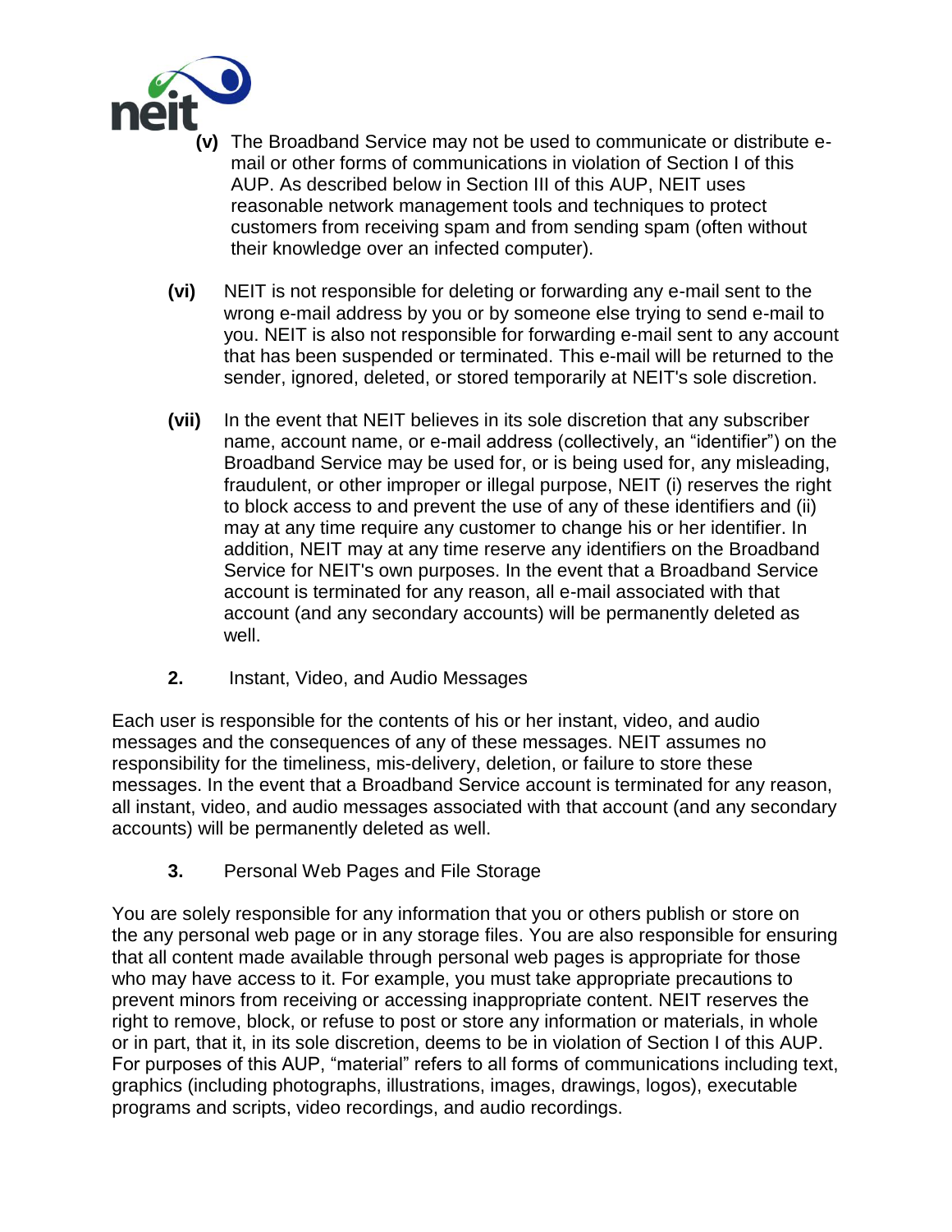**(v)** The Broadband Service may not be used to communicate or distribute e-mail or other forms of communications in violation of Section I of this AUP. As described below in Section III of this AUP, NEIT uses reasonable network management tools and techniques to protect customers from receiving spam and from sending spam (often without their knowledge over an infected computer).

**(vi)** NEIT is not responsible for deleting or forwarding any e-mail sent to the wrong e-mail address by you or by someone else trying to send e-mail to you. NEIT is also not responsible for forwarding e-mail sent to any account that has been suspended or terminated. This e-mail will be returned to the sender, ignored, deleted, or stored temporarily at NEIT's sole discretion.

**(vii)** In the event that NEIT believes in its sole discretion that any subscriber name, account name, or e-mail address (collectively, an "identifier") on the Broadband Service may be used for, or is being used for, any misleading, fraudulent, or other improper or illegal purpose, NEIT (i) reserves the right to block access to and prevent the use of any of these identifiers and (ii) may at any time require any customer to change his or her identifier. In addition, NEIT may at any time reserve any identifiers on the Broadband Service for NEIT's own purposes. In the event that a Broadband Service account is terminated for any reason, all e-mail associated with that account (and any secondary accounts) will be permanently deleted as well.

**2.** Instant, Video, and Audio Messages

Each user is responsible for the contents of his or her instant, video, and audio messages and the consequences of any of these messages. NEIT assumes no responsibility for the timeliness, mis-delivery, deletion, or failure to store these messages. In the event that a Broadband Service account is terminated for any reason, all instant, video, and audio messages associated with that account (and any secondary accounts) will be permanently deleted as well.

**3.** Personal Web Pages and File Storage

You are solely responsible for any information that you or others publish or store on the any personal web page or in any storage files. You are also responsible for ensuring that all content made available through personal web pages is appropriate for those who may have access to it. For example, you must take appropriate precautions to prevent minors from receiving or accessing inappropriate content. NEIT reserves the right to remove, block, or refuse to post or store any information or materials, in whole or in part, that it, in its sole discretion, deems to be in violation of Section I of this AUP. For purposes of this AUP, "material" refers to all forms of communications including text, graphics (including photographs, illustrations, images, drawings, logos), executable programs and scripts, video recordings, and audio recordings.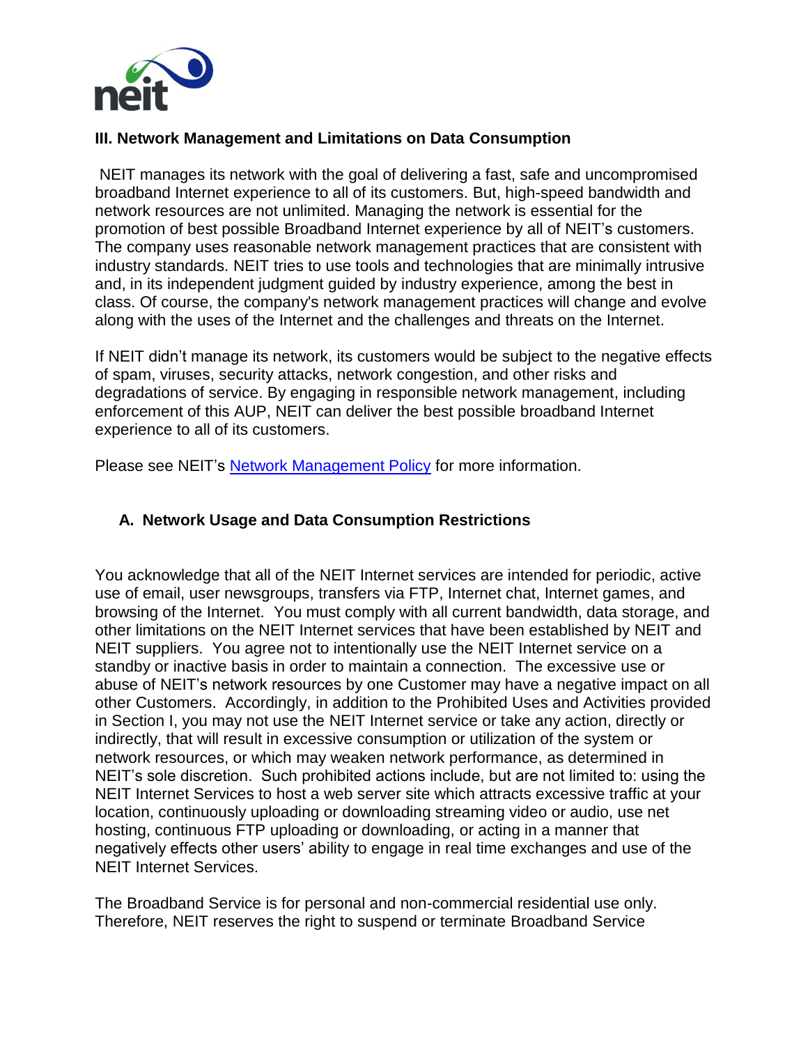### III. Network Management and Limitations on Data Consumption

NEIT manages its network with the goal of delivering a fast, safe and uncompromised broadband Internet experience to all of its customers. But, high-speed bandwidth and network resources are not unlimited. Managing the network is essential for the promotion of best possible Broadband Internet experience by all of NEIT's customers. The company uses reasonable network management practices that are consistent with industry standards. NEIT tries to use tools and technologies that are minimally intrusive and, in its independent judgment guided by industry experience, among the best in class. Of course, the company's network management practices will change and evolve along with the uses of the Internet and the challenges and threats on the Internet.

If NEIT didn't manage its network, its customers would be subject to the negative effects of spam, viruses, security attacks, network congestion, and other risks and degradations of service. By engaging in responsible network management, including enforcement of this AUP, NEIT can deliver the best possible broadband Internet experience to all of its customers.

Please see NEIT's [Network Management Policy] for more information.

#### A. Network Usage and Data Consumption Restrictions

You acknowledge that all of the NEIT Internet services are intended for periodic, active use of email, user newsgroups, transfers via FTP, Internet chat, Internet games, and browsing of the Internet. You must comply with all current bandwidth, data storage, and other limitations on the NEIT Internet services that have been established by NEIT and NEIT suppliers. You agree not to intentionally use the NEIT Internet service on a standby or inactive basis in order to maintain a connection. The excessive use or abuse of NEIT's network resources by one Customer may have a negative impact on all other Customers. Accordingly, in addition to the Prohibited Uses and Activities provided in Section I, you may not use the NEIT Internet service or take any action, directly or indirectly, that will result in excessive consumption or utilization of the system or network resources, or which may weaken network performance, as determined in NEIT's sole discretion. Such prohibited actions include, but are not limited to: using the NEIT Internet Services to host a web server site which attracts excessive traffic at your location, continuously uploading or downloading streaming video or audio, use net hosting, continuous FTP uploading or downloading, or acting in a manner that negatively effects other users' ability to engage in real time exchanges and use of the NEIT Internet Services.

The Broadband Service is for personal and non-commercial residential use only. Therefore, NEIT reserves the right to suspend or terminate Broadband Service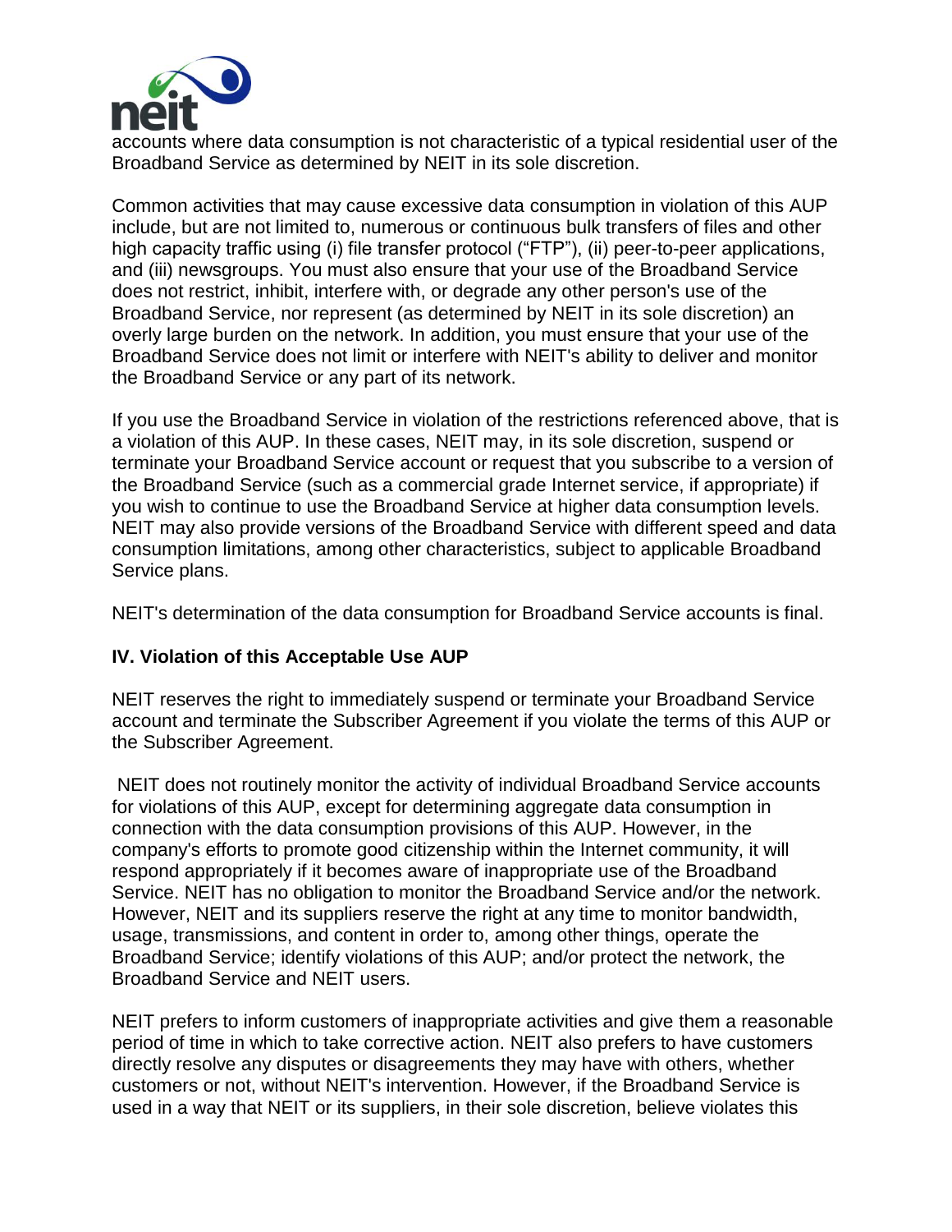accounts where data consumption is not characteristic of a typical residential user of the Broadband Service as determined by NEIT in its sole discretion.

Common activities that may cause excessive data consumption in violation of this AUP include, but are not limited to, numerous or continuous bulk transfers of files and other high capacity traffic using (i) file transfer protocol ("FTP"), (ii) peer-to-peer applications, and (iii) newsgroups. You must also ensure that your use of the Broadband Service does not restrict, inhibit, interfere with, or degrade any other person's use of the Broadband Service, nor represent (as determined by NEIT in its sole discretion) an overly large burden on the network. In addition, you must ensure that your use of the Broadband Service does not limit or interfere with NEIT's ability to deliver and monitor the Broadband Service or any part of its network.

If you use the Broadband Service in violation of the restrictions referenced above, that is a violation of this AUP. In these cases, NEIT may, in its sole discretion, suspend or terminate your Broadband Service account or request that you subscribe to a version of the Broadband Service (such as a commercial grade Internet service, if appropriate) if you wish to continue to use the Broadband Service at higher data consumption levels. NEIT may also provide versions of the Broadband Service with different speed and data consumption limitations, among other characteristics, subject to applicable Broadband Service plans.

NEIT's determination of the data consumption for Broadband Service accounts is final.

**IV. Violation of this Acceptable Use AUP**

NEIT reserves the right to immediately suspend or terminate your Broadband Service account and terminate the Subscriber Agreement if you violate the terms of this AUP or the Subscriber Agreement.

NEIT does not routinely monitor the activity of individual Broadband Service accounts for violations of this AUP, except for determining aggregate data consumption in connection with the data consumption provisions of this AUP. However, in the company's efforts to promote good citizenship within the Internet community, it will respond appropriately if it becomes aware of inappropriate use of the Broadband Service. NEIT has no obligation to monitor the Broadband Service and/or the network. However, NEIT and its suppliers reserve the right at any time to monitor bandwidth, usage, transmissions, and content in order to, among other things, operate the Broadband Service; identify violations of this AUP; and/or protect the network, the Broadband Service and NEIT users.

NEIT prefers to inform customers of inappropriate activities and give them a reasonable period of time in which to take corrective action. NEIT also prefers to have customers directly resolve any disputes or disagreements they may have with others, whether customers or not, without NEIT's intervention. However, if the Broadband Service is used in a way that NEIT or its suppliers, in their sole discretion, believe violates this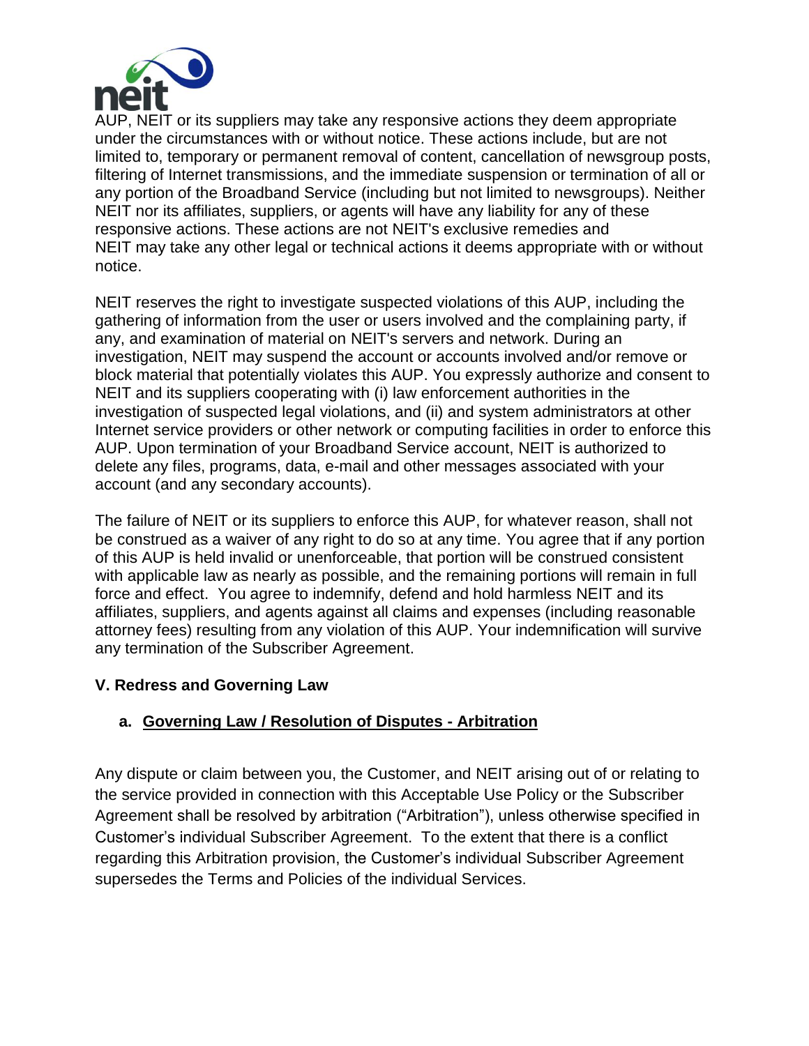AUP, NEIT or its suppliers may take any responsive actions they deem appropriate under the circumstances with or without notice. These actions include, but are not limited to, temporary or permanent removal of content, cancellation of newsgroup posts, filtering of Internet transmissions, and the immediate suspension or termination of all or any portion of the Broadband Service (including but not limited to newsgroups). Neither NEIT nor its affiliates, suppliers, or agents will have any liability for any of these responsive actions. These actions are not NEIT's exclusive remedies and NEIT may take any other legal or technical actions it deems appropriate with or without notice.

NEIT reserves the right to investigate suspected violations of this AUP, including the gathering of information from the user or users involved and the complaining party, if any, and examination of material on NEIT's servers and network. During an investigation, NEIT may suspend the account or accounts involved and/or remove or block material that potentially violates this AUP. You expressly authorize and consent to NEIT and its suppliers cooperating with (i) law enforcement authorities in the investigation of suspected legal violations, and (ii) and system administrators at other Internet service providers or other network or computing facilities in order to enforce this AUP. Upon termination of your Broadband Service account, NEIT is authorized to delete any files, programs, data, e-mail and other messages associated with your account (and any secondary accounts).

The failure of NEIT or its suppliers to enforce this AUP, for whatever reason, shall not be construed as a waiver of any right to do so at any time. You agree that if any portion of this AUP is held invalid or unenforceable, that portion will be construed consistent with applicable law as nearly as possible, and the remaining portions will remain in full force and effect. You agree to indemnify, defend and hold harmless NEIT and its affiliates, suppliers, and agents against all claims and expenses (including reasonable attorney fees) resulting from any violation of this AUP. Your indemnification will survive any termination of the Subscriber Agreement.

## V. Redress and Governing Law

### a. Governing Law / Resolution of Disputes - Arbitration

Any dispute or claim between you, the Customer, and NEIT arising out of or relating to the service provided in connection with this Acceptable Use Policy or the Subscriber Agreement shall be resolved by arbitration ("Arbitration"), unless otherwise specified in Customer's individual Subscriber Agreement. To the extent that there is a conflict regarding this Arbitration provision, the Customer's individual Subscriber Agreement supersedes the Terms and Policies of the individual Services.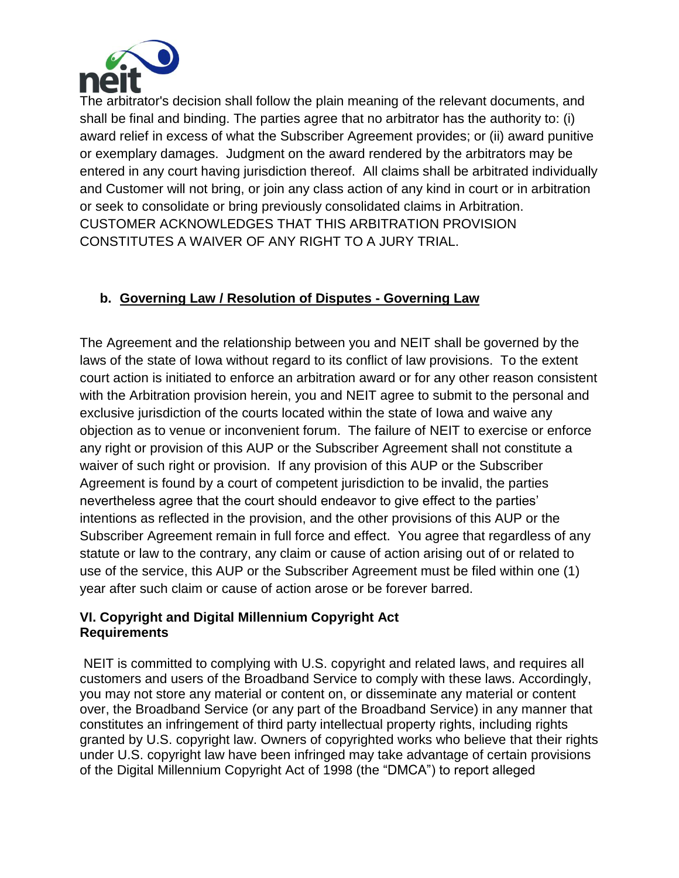The arbitrator's decision shall follow the plain meaning of the relevant documents, and shall be final and binding. The parties agree that no arbitrator has the authority to: (i) award relief in excess of what the Subscriber Agreement provides; or (ii) award punitive or exemplary damages. Judgment on the award rendered by the arbitrators may be entered in any court having jurisdiction thereof. All claims shall be arbitrated individually and Customer will not bring, or join any class action of any kind in court or in arbitration or seek to consolidate or bring previously consolidated claims in Arbitration. CUSTOMER ACKNOWLEDGES THAT THIS ARBITRATION PROVISION CONSTITUTES A WAIVER OF ANY RIGHT TO A JURY TRIAL.

**b. Governing Law / Resolution of Disputes - Governing Law**

The Agreement and the relationship between you and NEIT shall be governed by the laws of the state of Iowa without regard to its conflict of law provisions. To the extent court action is initiated to enforce an arbitration award or for any other reason consistent with the Arbitration provision herein, you and NEIT agree to submit to the personal and exclusive jurisdiction of the courts located within the state of Iowa and waive any objection as to venue or inconvenient forum. The failure of NEIT to exercise or enforce any right or provision of this AUP or the Subscriber Agreement shall not constitute a waiver of such right or provision. If any provision of this AUP or the Subscriber Agreement is found by a court of competent jurisdiction to be invalid, the parties nevertheless agree that the court should endeavor to give effect to the parties' intentions as reflected in the provision, and the other provisions of this AUP or the Subscriber Agreement remain in full force and effect. You agree that regardless of any statute or law to the contrary, any claim or cause of action arising out of or related to use of the service, this AUP or the Subscriber Agreement must be filed within one (1) year after such claim or cause of action arose or be forever barred.

## VI. Copyright and Digital Millennium Copyright Act Requirements

NEIT is committed to complying with U.S. copyright and related laws, and requires all customers and users of the Broadband Service to comply with these laws. Accordingly, you may not store any material or content on, or disseminate any material or content over, the Broadband Service (or any part of the Broadband Service) in any manner that constitutes an infringement of third party intellectual property rights, including rights granted by U.S. copyright law. Owners of copyrighted works who believe that their rights under U.S. copyright law have been infringed may take advantage of certain provisions of the Digital Millennium Copyright Act of 1998 (the "DMCA") to report alleged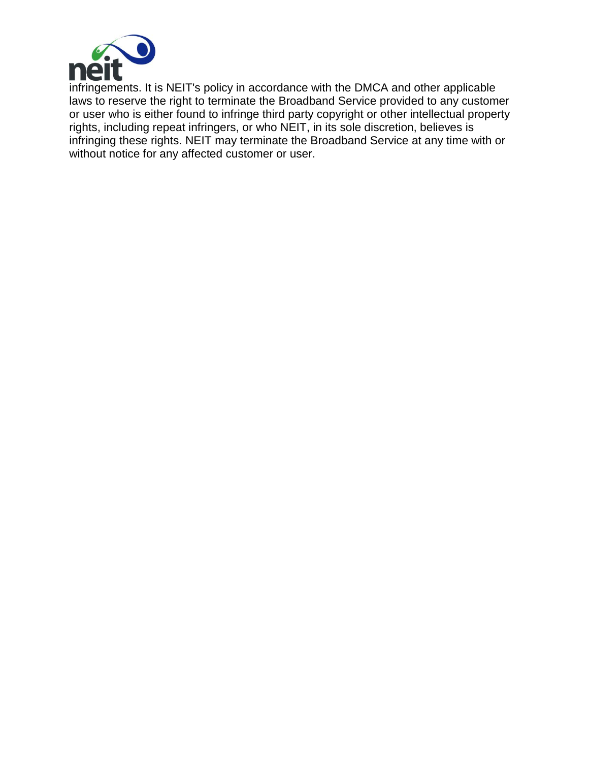infringements. It is NEIT's policy in accordance with the DMCA and other applicable laws to reserve the right to terminate the Broadband Service provided to any customer or user who is either found to infringe third party copyright or other intellectual property rights, including repeat infringers, or who NEIT, in its sole discretion, believes is infringing these rights. NEIT may terminate the Broadband Service at any time with or without notice for any affected customer or user.